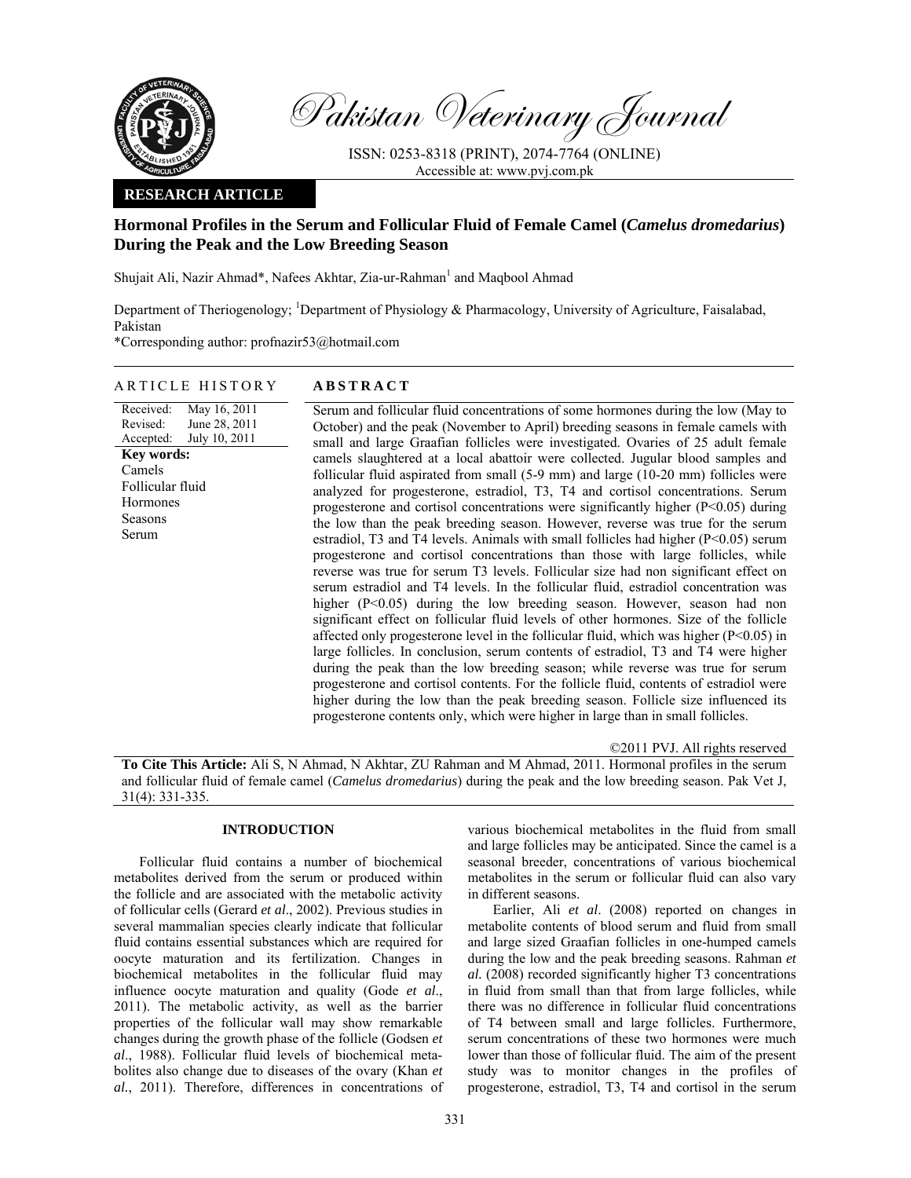Pakistan Veterinary Journal

ISSN: 0253-8318 (PRINT), 2074-7764 (ONLINE)
Accessible at: www.pvj.com.pk

**RESEARCH ARTICLE**

# Hormonal Profiles in the Serum and Follicular Fluid of Female Camel (*Camelus dromedarius*) During the Peak and the Low Breeding Season

Shujait Ali, Nazir Ahmad*, Nafees Akhtar, Zia-ur-Rahman[1] and Maqbool Ahmad

Department of Theriogenology; [1]Department of Physiology & Pharmacology, University of Agriculture, Faisalabad, Pakistan

*Corresponding author: profnazir53@hotmail.com

## ARTICLE HISTORY

Received: May 16, 2011
Revised: June 28, 2011
Accepted: July 10, 2011

**Key words:**
Camels
Follicular fluid
Hormones
Seasons
Serum

## ABSTRACT

Serum and follicular fluid concentrations of some hormones during the low (May to October) and the peak (November to April) breeding seasons in female camels with small and large Graafian follicles were investigated. Ovaries of 25 adult female camels slaughtered at a local abattoir were collected. Jugular blood samples and follicular fluid aspirated from small (5-9 mm) and large (10-20 mm) follicles were analyzed for progesterone, estradiol, T3, T4 and cortisol concentrations. Serum progesterone and cortisol concentrations were significantly higher ($P<0.05$) during the low than the peak breeding season. However, reverse was true for the serum estradiol, T3 and T4 levels. Animals with small follicles had higher ($P<0.05$) serum progesterone and cortisol concentrations than those with large follicles, while reverse was true for serum T3 levels. Follicular size had non significant effect on serum estradiol and T4 levels. In the follicular fluid, estradiol concentration was higher ($P<0.05$) during the low breeding season. However, season had non significant effect on follicular fluid levels of other hormones. Size of the follicle affected only progesterone level in the follicular fluid, which was higher ($P<0.05$) in large follicles. In conclusion, serum contents of estradiol, T3 and T4 were higher during the peak than the low breeding season; while reverse was true for serum progesterone and cortisol contents. For the follicle fluid, contents of estradiol were higher during the low than the peak breeding season. Follicle size influenced its progesterone contents only, which were higher in large than in small follicles.

©2011 PVJ. All rights reserved

**To Cite This Article:** Ali S, N Ahmad, N Akhtar, ZU Rahman and M Ahmad, 2011. Hormonal profiles in the serum and follicular fluid of female camel (*Camelus dromedarius*) during the peak and the low breeding season. Pak Vet J, 31(4): 331-335.

## INTRODUCTION

Follicular fluid contains a number of biochemical metabolites derived from the serum or produced within the follicle and are associated with the metabolic activity of follicular cells (Gerard *et al*., 2002). Previous studies in several mammalian species clearly indicate that follicular fluid contains essential substances which are required for oocyte maturation and its fertilization. Changes in biochemical metabolites in the follicular fluid may influence oocyte maturation and quality (Gode *et al*., 2011). The metabolic activity, as well as the barrier properties of the follicular wall may show remarkable changes during the growth phase of the follicle (Godsen *et al*., 1988). Follicular fluid levels of biochemical metabolites also change due to diseases of the ovary (Khan *et al.*, 2011). Therefore, differences in concentrations of various biochemical metabolites in the fluid from small and large follicles may be anticipated. Since the camel is a seasonal breeder, concentrations of various biochemical metabolites in the serum or follicular fluid can also vary in different seasons.

Earlier, Ali *et al*. (2008) reported on changes in metabolite contents of blood serum and fluid from small and large sized Graafian follicles in one-humped camels during the low and the peak breeding seasons. Rahman *et al.* (2008) recorded significantly higher T3 concentrations in fluid from small than that from large follicles, while there was no difference in follicular fluid concentrations of T4 between small and large follicles. Furthermore, serum concentrations of these two hormones were much lower than those of follicular fluid. The aim of the present study was to monitor changes in the profiles of progesterone, estradiol, T3, T4 and cortisol in the serum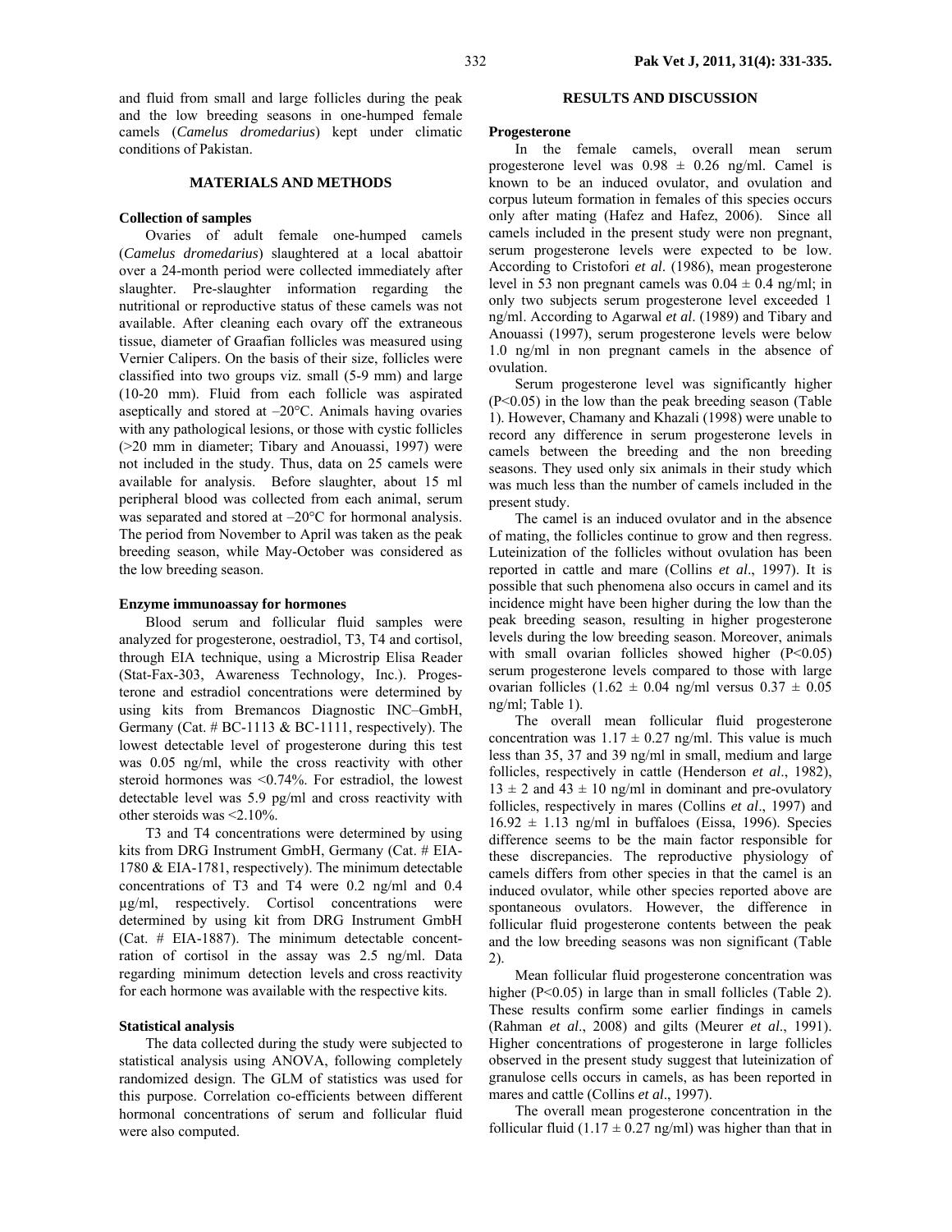and fluid from small and large follicles during the peak and the low breeding seasons in one-humped female camels (*Camelus dromedarius*) kept under climatic conditions of Pakistan.

## MATERIALS AND METHODS

### Collection of samples

Ovaries of adult female one-humped camels (*Camelus dromedarius*) slaughtered at a local abattoir over a 24-month period were collected immediately after slaughter. Pre-slaughter information regarding the nutritional or reproductive status of these camels was not available. After cleaning each ovary off the extraneous tissue, diameter of Graafian follicles was measured using Vernier Calipers. On the basis of their size, follicles were classified into two groups viz. small (5-9 mm) and large (10-20 mm). Fluid from each follicle was aspirated aseptically and stored at –20°C. Animals having ovaries with any pathological lesions, or those with cystic follicles (>20 mm in diameter; Tibary and Anouassi, 1997) were not included in the study. Thus, data on 25 camels were available for analysis. Before slaughter, about 15 ml peripheral blood was collected from each animal, serum was separated and stored at –20°C for hormonal analysis. The period from November to April was taken as the peak breeding season, while May-October was considered as the low breeding season.

### Enzyme immunoassay for hormones

Blood serum and follicular fluid samples were analyzed for progesterone, oestradiol, T3, T4 and cortisol, through EIA technique, using a Microstrip Elisa Reader (Stat-Fax-303, Awareness Technology, Inc.). Progesterone and estradiol concentrations were determined by using kits from Bremancos Diagnostic INC–GmbH, Germany (Cat. # BC-1113 & BC-1111, respectively). The lowest detectable level of progesterone during this test was 0.05 ng/ml, while the cross reactivity with other steroid hormones was <0.74%. For estradiol, the lowest detectable level was 5.9 pg/ml and cross reactivity with other steroids was <2.10%.

T3 and T4 concentrations were determined by using kits from DRG Instrument GmbH, Germany (Cat. # EIA-1780 & EIA-1781, respectively). The minimum detectable concentrations of T3 and T4 were 0.2 ng/ml and 0.4 µg/ml, respectively. Cortisol concentrations were determined by using kit from DRG Instrument GmbH (Cat. # EIA-1887). The minimum detectable concentration of cortisol in the assay was 2.5 ng/ml. Data regarding minimum detection levels and cross reactivity for each hormone was available with the respective kits.

### Statistical analysis

The data collected during the study were subjected to statistical analysis using ANOVA, following completely randomized design. The GLM of statistics was used for this purpose. Correlation co-efficients between different hormonal concentrations of serum and follicular fluid were also computed.

## RESULTS AND DISCUSSION

### Progesterone

In the female camels, overall mean serum progesterone level was 0.98 ± 0.26 ng/ml. Camel is known to be an induced ovulator, and ovulation and corpus luteum formation in females of this species occurs only after mating (Hafez and Hafez, 2006). Since all camels included in the present study were non pregnant, serum progesterone levels were expected to be low. According to Cristofori *et al*. (1986), mean progesterone level in 53 non pregnant camels was 0.04 ± 0.4 ng/ml; in only two subjects serum progesterone level exceeded 1 ng/ml. According to Agarwal *et al*. (1989) and Tibary and Anouassi (1997), serum progesterone levels were below 1.0 ng/ml in non pregnant camels in the absence of ovulation.

Serum progesterone level was significantly higher ($P<0.05$) in the low than the peak breeding season (Table 1). However, Chamany and Khazali (1998) were unable to record any difference in serum progesterone levels in camels between the breeding and the non breeding seasons. They used only six animals in their study which was much less than the number of camels included in the present study.

The camel is an induced ovulator and in the absence of mating, the follicles continue to grow and then regress. Luteinization of the follicles without ovulation has been reported in cattle and mare (Collins *et al*., 1997). It is possible that such phenomena also occurs in camel and its incidence might have been higher during the low than the peak breeding season, resulting in higher progesterone levels during the low breeding season. Moreover, animals with small ovarian follicles showed higher ($P<0.05$) serum progesterone levels compared to those with large ovarian follicles (1.62 ± 0.04 ng/ml versus 0.37 ± 0.05 ng/ml; Table 1).

The overall mean follicular fluid progesterone concentration was 1.17 ± 0.27 ng/ml. This value is much less than 35, 37 and 39 ng/ml in small, medium and large follicles, respectively in cattle (Henderson *et al*., 1982), 13 ± 2 and 43 ± 10 ng/ml in dominant and pre-ovulatory follicles, respectively in mares (Collins *et al*., 1997) and 16.92 ± 1.13 ng/ml in buffaloes (Eissa, 1996). Species difference seems to be the main factor responsible for these discrepancies. The reproductive physiology of camels differs from other species in that the camel is an induced ovulator, while other species reported above are spontaneous ovulators. However, the difference in follicular fluid progesterone contents between the peak and the low breeding seasons was non significant (Table 2).

Mean follicular fluid progesterone concentration was higher ($P<0.05$) in large than in small follicles (Table 2). These results confirm some earlier findings in camels (Rahman *et al*., 2008) and gilts (Meurer *et al*., 1991). Higher concentrations of progesterone in large follicles observed in the present study suggest that luteinization of granulose cells occurs in camels, as has been reported in mares and cattle (Collins *et al*., 1997).

The overall mean progesterone concentration in the follicular fluid (1.17 ± 0.27 ng/ml) was higher than that in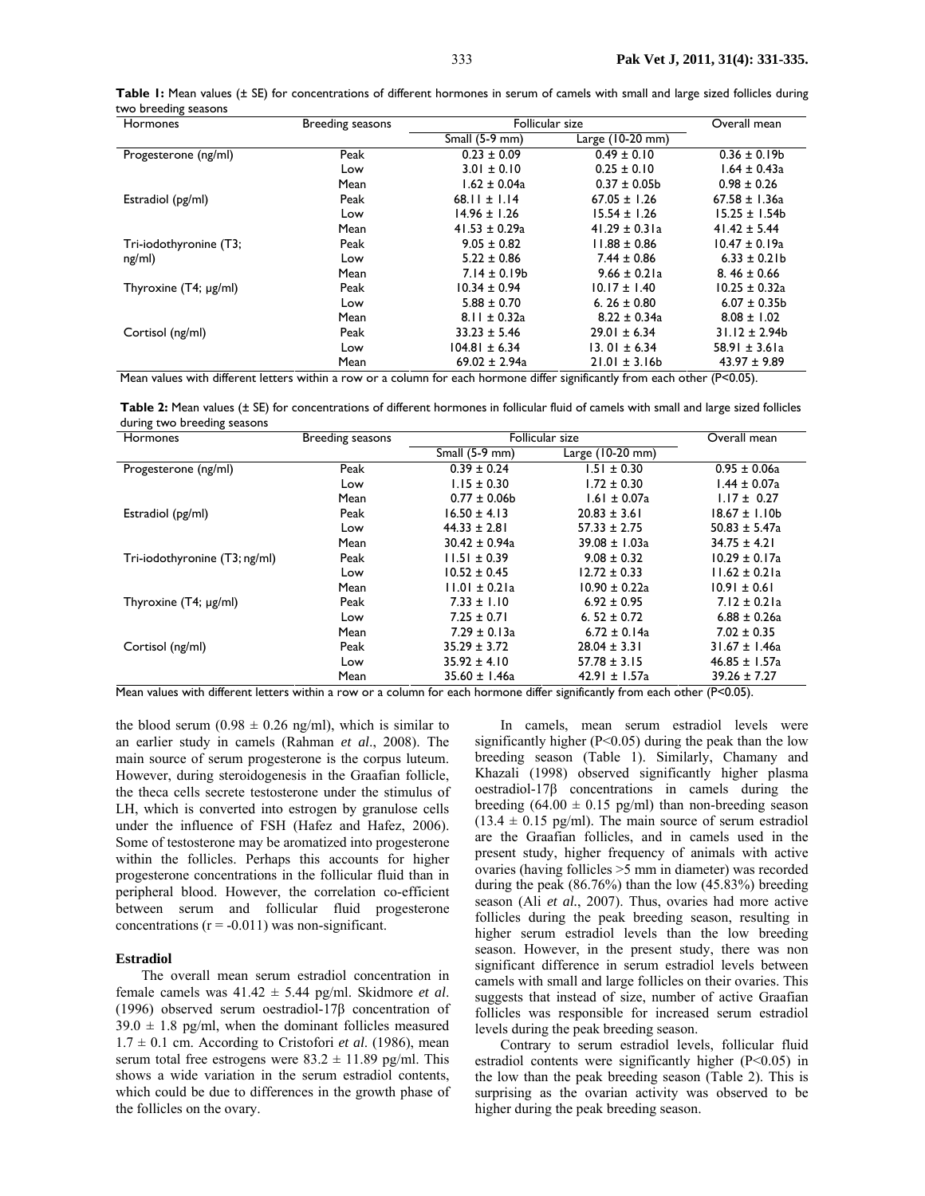**Table 1:** Mean values (± SE) for concentrations of different hormones in serum of camels with small and large sized follicles during two breeding seasons

| Hormones | Breeding seasons | Follicular size | | Overall mean |
|---|---|---|---|---|
| | | Small (5-9 mm) | Large (10-20 mm) | |
| Progesterone (ng/ml) | Peak | 0.23 ± 0.09 | 0.49 ± 0.10 | 0.36 ± 0.19b |
| | Low | 3.01 ± 0.10 | 0.25 ± 0.10 | 1.64 ± 0.43a |
| | Mean | 1.62 ± 0.04a | 0.37 ± 0.05b | 0.98 ± 0.26 |
| Estradiol (pg/ml) | Peak | 68.11 ± 1.14 | 67.05 ± 1.26 | 67.58 ± 1.36a |
| | Low | 14.96 ± 1.26 | 15.54 ± 1.26 | 15.25 ± 1.54b |
| | Mean | 41.53 ± 0.29a | 41.29 ± 0.31a | 41.42 ± 5.44 |
| Tri-iodothyronine (T3; ng/ml) | Peak | 9.05 ± 0.82 | 11.88 ± 0.86 | 10.47 ± 0.19a |
| | Low | 5.22 ± 0.86 | 7.44 ± 0.86 | 6.33 ± 0.21b |
| | Mean | 7.14 ± 0.19b | 9.66 ± 0.21a | 8. 46 ± 0.66 |
| Thyroxine (T4; μg/ml) | Peak | 10.34 ± 0.94 | 10.17 ± 1.40 | 10.25 ± 0.32a |
| | Low | 5.88 ± 0.70 | 6. 26 ± 0.80 | 6.07 ± 0.35b |
| | Mean | 8.11 ± 0.32a | 8.22 ± 0.34a | 8.08 ± 1.02 |
| Cortisol (ng/ml) | Peak | 33.23 ± 5.46 | 29.01 ± 6.34 | 31.12 ± 2.94b |
| | Low | 104.81 ± 6.34 | 13. 01 ± 6.34 | 58.91 ± 3.61a |
| | Mean | 69.02 ± 2.94a | 21.01 ± 3.16b | 43.97 ± 9.89 |

Mean values with different letters within a row or a column for each hormone differ significantly from each other (P<0.05).

**Table 2:** Mean values (± SE) for concentrations of different hormones in follicular fluid of camels with small and large sized follicles during two breeding seasons

| Hormones | Breeding seasons | Follicular size | | Overall mean |
|---|---|---|---|---|
| | | Small (5-9 mm) | Large (10-20 mm) | |
| Progesterone (ng/ml) | Peak | 0.39 ± 0.24 | 1.51 ± 0.30 | 0.95 ± 0.06a |
| | Low | 1.15 ± 0.30 | 1.72 ± 0.30 | 1.44 ± 0.07a |
| | Mean | 0.77 ± 0.06b | 1.61 ± 0.07a | 1.17 ± 0.27 |
| Estradiol (pg/ml) | Peak | 16.50 ± 4.13 | 20.83 ± 3.61 | 18.67 ± 1.10b |
| | Low | 44.33 ± 2.81 | 57.33 ± 2.75 | 50.83 ± 5.47a |
| | Mean | 30.42 ± 0.94a | 39.08 ± 1.03a | 34.75 ± 4.21 |
| Tri-iodothyronine (T3; ng/ml) | Peak | 11.51 ± 0.39 | 9.08 ± 0.32 | 10.29 ± 0.17a |
| | Low | 10.52 ± 0.45 | 12.72 ± 0.33 | 11.62 ± 0.21a |
| | Mean | 11.01 ± 0.21a | 10.90 ± 0.22a | 10.91 ± 0.61 |
| Thyroxine (T4; μg/ml) | Peak | 7.33 ± 1.10 | 6.92 ± 0.95 | 7.12 ± 0.21a |
| | Low | 7.25 ± 0.71 | 6. 52 ± 0.72 | 6.88 ± 0.26a |
| | Mean | 7.29 ± 0.13a | 6.72 ± 0.14a | 7.02 ± 0.35 |
| Cortisol (ng/ml) | Peak | 35.29 ± 3.72 | 28.04 ± 3.31 | 31.67 ± 1.46a |
| | Low | 35.92 ± 4.10 | 57.78 ± 3.15 | 46.85 ± 1.57a |
| | Mean | 35.60 ± 1.46a | 42.91 ± 1.57a | 39.26 ± 7.27 |

Mean values with different letters within a row or a column for each hormone differ significantly from each other (P<0.05).

the blood serum (0.98 ± 0.26 ng/ml), which is similar to an earlier study in camels (Rahman *et al*., 2008). The main source of serum progesterone is the corpus luteum. However, during steroidogenesis in the Graafian follicle, the theca cells secrete testosterone under the stimulus of LH, which is converted into estrogen by granulose cells under the influence of FSH (Hafez and Hafez, 2006). Some of testosterone may be aromatized into progesterone within the follicles. Perhaps this accounts for higher progesterone concentrations in the follicular fluid than in peripheral blood. However, the correlation co-efficient between serum and follicular fluid progesterone concentrations ($r = -0.011$) was non-significant.

### Estradiol

The overall mean serum estradiol concentration in female camels was 41.42 ± 5.44 pg/ml. Skidmore *et al*. (1996) observed serum oestradiol-17β concentration of 39.0 ± 1.8 pg/ml, when the dominant follicles measured 1.7 ± 0.1 cm. According to Cristofori *et al*. (1986), mean serum total free estrogens were 83.2 ± 11.89 pg/ml. This shows a wide variation in the serum estradiol contents, which could be due to differences in the growth phase of the follicles on the ovary.

In camels, mean serum estradiol levels were significantly higher ($P<0.05$) during the peak than the low breeding season (Table 1). Similarly, Chamany and Khazali (1998) observed significantly higher plasma oestradiol-17β concentrations in camels during the breeding (64.00 ± 0.15 pg/ml) than non-breeding season (13.4 ± 0.15 pg/ml). The main source of serum estradiol are the Graafian follicles, and in camels used in the present study, higher frequency of animals with active ovaries (having follicles >5 mm in diameter) was recorded during the peak (86.76%) than the low (45.83%) breeding season (Ali *et al*., 2007). Thus, ovaries had more active follicles during the peak breeding season, resulting in higher serum estradiol levels than the low breeding season. However, in the present study, there was non significant difference in serum estradiol levels between camels with small and large follicles on their ovaries. This suggests that instead of size, number of active Graafian follicles was responsible for increased serum estradiol levels during the peak breeding season.

Contrary to serum estradiol levels, follicular fluid estradiol contents were significantly higher ($P<0.05$) in the low than the peak breeding season (Table 2). This is surprising as the ovarian activity was observed to be higher during the peak breeding season.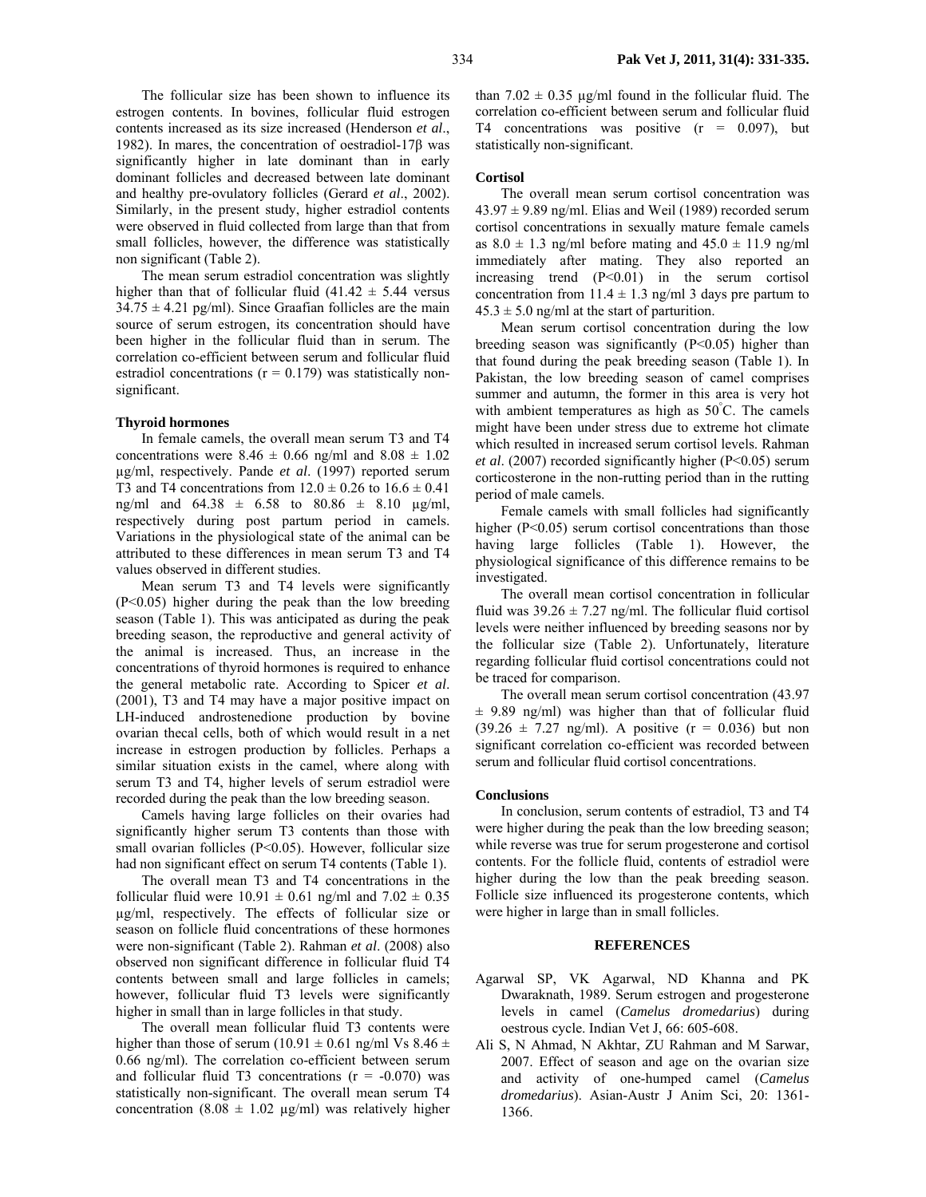The follicular size has been shown to influence its estrogen contents. In bovines, follicular fluid estrogen contents increased as its size increased (Henderson *et al*., 1982). In mares, the concentration of oestradiol-17β was significantly higher in late dominant than in early dominant follicles and decreased between late dominant and healthy pre-ovulatory follicles (Gerard *et al*., 2002). Similarly, in the present study, higher estradiol contents were observed in fluid collected from large than that from small follicles, however, the difference was statistically non significant (Table 2).

The mean serum estradiol concentration was slightly higher than that of follicular fluid (41.42 ± 5.44 versus 34.75 ± 4.21 pg/ml). Since Graafian follicles are the main source of serum estrogen, its concentration should have been higher in the follicular fluid than in serum. The correlation co-efficient between serum and follicular fluid estradiol concentrations ($r = 0.179$) was statistically non-significant.

**Thyroid hormones**

In female camels, the overall mean serum T3 and T4 concentrations were 8.46 ± 0.66 ng/ml and 8.08 ± 1.02 µg/ml, respectively. Pande *et al*. (1997) reported serum T3 and T4 concentrations from 12.0 ± 0.26 to 16.6 ± 0.41 ng/ml and 64.38 ± 6.58 to 80.86 ± 8.10 µg/ml, respectively during post partum period in camels. Variations in the physiological state of the animal can be attributed to these differences in mean serum T3 and T4 values observed in different studies.

Mean serum T3 and T4 levels were significantly ($P<0.05$) higher during the peak than the low breeding season (Table 1). This was anticipated as during the peak breeding season, the reproductive and general activity of the animal is increased. Thus, an increase in the concentrations of thyroid hormones is required to enhance the general metabolic rate. According to Spicer *et al*. (2001), T3 and T4 may have a major positive impact on LH-induced androstenedione production by bovine ovarian thecal cells, both of which would result in a net increase in estrogen production by follicles. Perhaps a similar situation exists in the camel, where along with serum T3 and T4, higher levels of serum estradiol were recorded during the peak than the low breeding season.

Camels having large follicles on their ovaries had significantly higher serum T3 contents than those with small ovarian follicles ($P<0.05$). However, follicular size had non significant effect on serum T4 contents (Table 1).

The overall mean T3 and T4 concentrations in the follicular fluid were 10.91 ± 0.61 ng/ml and 7.02 ± 0.35 µg/ml, respectively. The effects of follicular size or season on follicle fluid concentrations of these hormones were non-significant (Table 2). Rahman *et al*. (2008) also observed non significant difference in follicular fluid T4 contents between small and large follicles in camels; however, follicular fluid T3 levels were significantly higher in small than in large follicles in that study.

The overall mean follicular fluid T3 contents were higher than those of serum (10.91 ± 0.61 ng/ml Vs 8.46 ± 0.66 ng/ml). The correlation co-efficient between serum and follicular fluid T3 concentrations ($r = -0.070$) was statistically non-significant. The overall mean serum T4 concentration (8.08 ± 1.02 µg/ml) was relatively higher than 7.02 ± 0.35 µg/ml found in the follicular fluid. The correlation co-efficient between serum and follicular fluid T4 concentrations was positive ($r = 0.097$), but statistically non-significant.

**Cortisol**

The overall mean serum cortisol concentration was 43.97 ± 9.89 ng/ml. Elias and Weil (1989) recorded serum cortisol concentrations in sexually mature female camels as 8.0 ± 1.3 ng/ml before mating and 45.0 ± 11.9 ng/ml immediately after mating. They also reported an increasing trend ($P<0.01$) in the serum cortisol concentration from 11.4 ± 1.3 ng/ml 3 days pre partum to 45.3 ± 5.0 ng/ml at the start of parturition.

Mean serum cortisol concentration during the low breeding season was significantly ($P<0.05$) higher than that found during the peak breeding season (Table 1). In Pakistan, the low breeding season of camel comprises summer and autumn, the former in this area is very hot with ambient temperatures as high as 50°C. The camels might have been under stress due to extreme hot climate which resulted in increased serum cortisol levels. Rahman *et al*. (2007) recorded significantly higher ($P<0.05$) serum corticosterone in the non-rutting period than in the rutting period of male camels.

Female camels with small follicles had significantly higher ($P<0.05$) serum cortisol concentrations than those having large follicles (Table 1). However, the physiological significance of this difference remains to be investigated.

The overall mean cortisol concentration in follicular fluid was 39.26 ± 7.27 ng/ml. The follicular fluid cortisol levels were neither influenced by breeding seasons nor by the follicular size (Table 2). Unfortunately, literature regarding follicular fluid cortisol concentrations could not be traced for comparison.

The overall mean serum cortisol concentration (43.97 ± 9.89 ng/ml) was higher than that of follicular fluid (39.26 ± 7.27 ng/ml). A positive ($r = 0.036$) but non significant correlation co-efficient was recorded between serum and follicular fluid cortisol concentrations.

**Conclusions**

In conclusion, serum contents of estradiol, T3 and T4 were higher during the peak than the low breeding season; while reverse was true for serum progesterone and cortisol contents. For the follicle fluid, contents of estradiol were higher during the low than the peak breeding season. Follicle size influenced its progesterone contents, which were higher in large than in small follicles.

## REFERENCES

Agarwal SP, VK Agarwal, ND Khanna and PK Dwaraknath, 1989. Serum estrogen and progesterone levels in camel (*Camelus dromedarius*) during oestrous cycle. Indian Vet J, 66: 605-608.

Ali S, N Ahmad, N Akhtar, ZU Rahman and M Sarwar, 2007. Effect of season and age on the ovarian size and activity of one-humped camel (*Camelus dromedarius*). Asian-Austr J Anim Sci, 20: 1361-1366.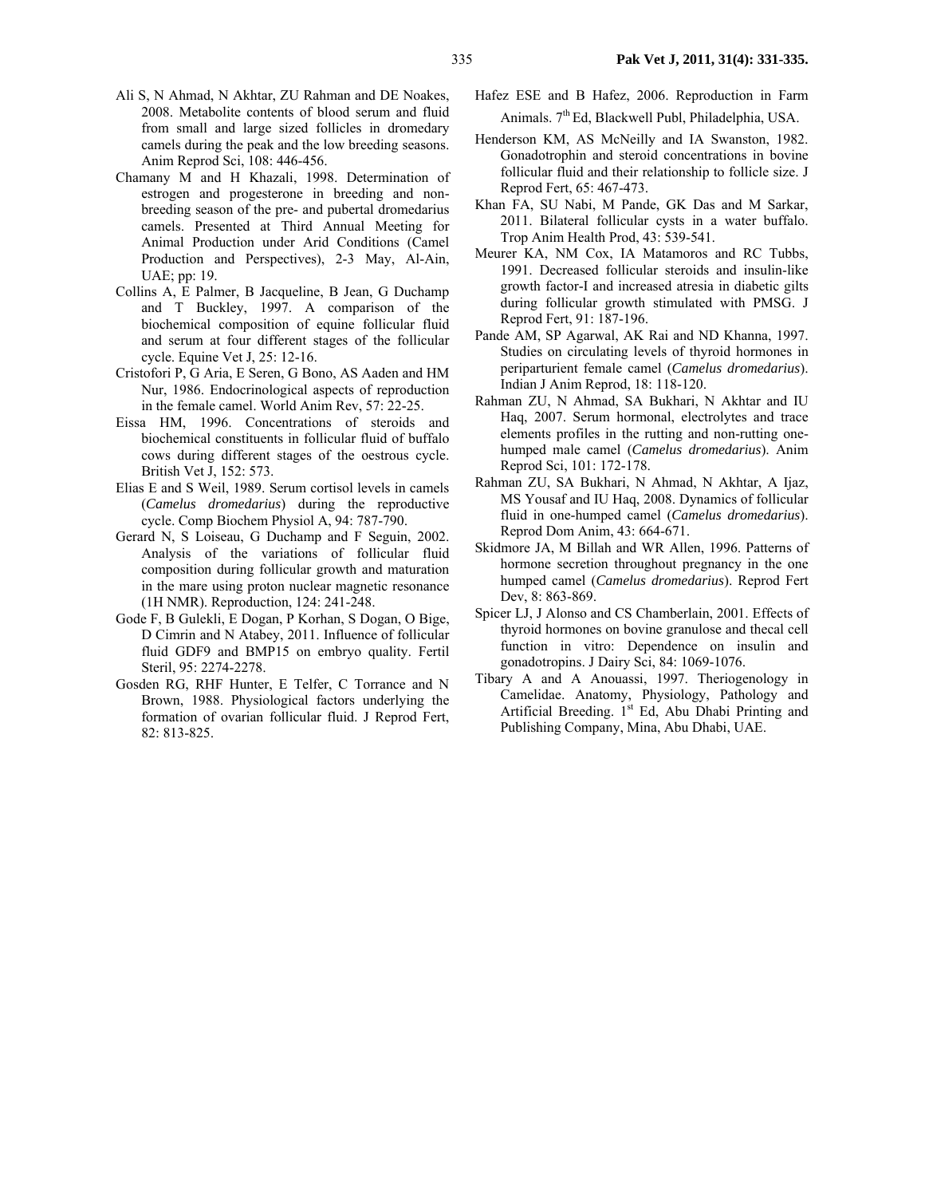Ali S, N Ahmad, N Akhtar, ZU Rahman and DE Noakes, 2008. Metabolite contents of blood serum and fluid from small and large sized follicles in dromedary camels during the peak and the low breeding seasons. Anim Reprod Sci, 108: 446-456.

Chamany M and H Khazali, 1998. Determination of estrogen and progesterone in breeding and non-breeding season of the pre- and pubertal dromedarius camels. Presented at Third Annual Meeting for Animal Production under Arid Conditions (Camel Production and Perspectives), 2-3 May, Al-Ain, UAE; pp: 19.

Collins A, E Palmer, B Jacqueline, B Jean, G Duchamp and T Buckley, 1997. A comparison of the biochemical composition of equine follicular fluid and serum at four different stages of the follicular cycle. Equine Vet J, 25: 12-16.

Cristofori P, G Aria, E Seren, G Bono, AS Aaden and HM Nur, 1986. Endocrinological aspects of reproduction in the female camel. World Anim Rev, 57: 22-25.

Eissa HM, 1996. Concentrations of steroids and biochemical constituents in follicular fluid of buffalo cows during different stages of the oestrous cycle. British Vet J, 152: 573.

Elias E and S Weil, 1989. Serum cortisol levels in camels (*Camelus dromedarius*) during the reproductive cycle. Comp Biochem Physiol A, 94: 787-790.

Gerard N, S Loiseau, G Duchamp and F Seguin, 2002. Analysis of the variations of follicular fluid composition during follicular growth and maturation in the mare using proton nuclear magnetic resonance (1H NMR). Reproduction, 124: 241-248.

Gode F, B Gulekli, E Dogan, P Korhan, S Dogan, O Bige, D Cimrin and N Atabey, 2011. Influence of follicular fluid GDF9 and BMP15 on embryo quality. Fertil Steril, 95: 2274-2278.

Gosden RG, RHF Hunter, E Telfer, C Torrance and N Brown, 1988. Physiological factors underlying the formation of ovarian follicular fluid. J Reprod Fert, 82: 813-825.

Hafez ESE and B Hafez, 2006. Reproduction in Farm Animals. 7th Ed, Blackwell Publ, Philadelphia, USA.

Henderson KM, AS McNeilly and IA Swanston, 1982. Gonadotrophin and steroid concentrations in bovine follicular fluid and their relationship to follicle size. J Reprod Fert, 65: 467-473.

Khan FA, SU Nabi, M Pande, GK Das and M Sarkar, 2011. Bilateral follicular cysts in a water buffalo. Trop Anim Health Prod, 43: 539-541.

Meurer KA, NM Cox, IA Matamoros and RC Tubbs, 1991. Decreased follicular steroids and insulin-like growth factor-I and increased atresia in diabetic gilts during follicular growth stimulated with PMSG. J Reprod Fert, 91: 187-196.

Pande AM, SP Agarwal, AK Rai and ND Khanna, 1997. Studies on circulating levels of thyroid hormones in periparturient female camel (*Camelus dromedarius*). Indian J Anim Reprod, 18: 118-120.

Rahman ZU, N Ahmad, SA Bukhari, N Akhtar and IU Haq, 2007. Serum hormonal, electrolytes and trace elements profiles in the rutting and non-rutting one-humped male camel (*Camelus dromedarius*). Anim Reprod Sci, 101: 172-178.

Rahman ZU, SA Bukhari, N Ahmad, N Akhtar, A Ijaz, MS Yousaf and IU Haq, 2008. Dynamics of follicular fluid in one-humped camel (*Camelus dromedarius*). Reprod Dom Anim, 43: 664-671.

Skidmore JA, M Billah and WR Allen, 1996. Patterns of hormone secretion throughout pregnancy in the one humped camel (*Camelus dromedarius*). Reprod Fert Dev, 8: 863-869.

Spicer LJ, J Alonso and CS Chamberlain, 2001. Effects of thyroid hormones on bovine granulose and thecal cell function in vitro: Dependence on insulin and gonadotropins. J Dairy Sci, 84: 1069-1076.

Tibary A and A Anouassi, 1997. Theriogenology in Camelidae. Anatomy, Physiology, Pathology and Artificial Breeding. 1st Ed, Abu Dhabi Printing and Publishing Company, Mina, Abu Dhabi, UAE.